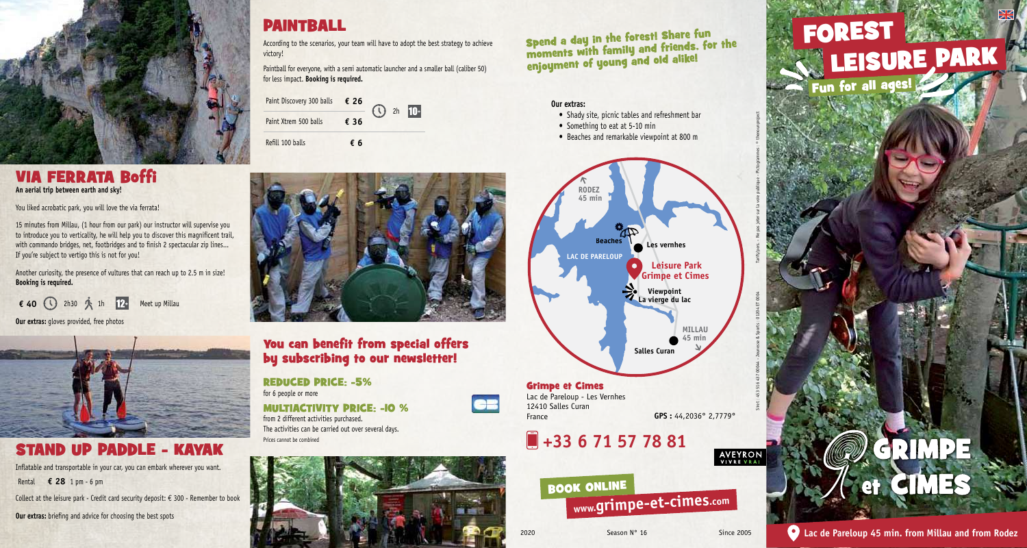## VIA FERRATA Boffi

**An aerial trip between earth and sky!**

You liked acrobatic park, you will love the via ferrata!

15 minutes from Millau, (1 hour from our park) our instructor will supervise you to introduce you to verticality, he will help you to discover this magnificent trail, with commando bridges, net, footbridges and to finish 2 spectacular zip lines... If you're subject to vertigo this is not for you!

Another curiosity, the presence of vultures that can reach up to 2.5 m in size! **Booking is required.**

**€ 40** 2h30 1h 12+ Meet up Millau

**Our extras:** gloves provided, free photos

## STAND UP PADDLE - KAYAK

Inflatable and transportable in your car, you can embark wherever you want.

Rental **€ 28** 1 pm - 6 pm

Collect at the leisure park - Credit card security deposit: € 300 - Remember to book

**Our extras:** briefing and advice for choosing the best spots

## PAINTBALL

According to the scenarios, your team will have to adopt the best strategy to achieve victory!

Paintball for everyone, with a semi automatic launcher and a smaller ball (caliber 50) for less impact. **Booking is required.**

| | | |
|---|---|---|
| Paint Discovery 300 balls | **€ 26** | 2h 10+ |
| Paint Xtrem 500 balls | **€ 36** | |
| Refill 100 balls | **€ 6** | |

## You can benefit from special offers by subscribing to our newsletter!

### REDUCED PRICE: -5%
for 6 people or more

### MULTIACTIVITY PRICE: -10 %
from 2 different activities purchased.
The activities can be carried out over several days.
Prices cannot be combined

## Spend a day in the forest! Share fun moments with family and friends. for the enjoyment of young and old alike!

**Our extras:**

- Shady site, picnic tables and refreshment bar
- Something to eat at 5-10 min
- Beaches and remarkable viewpoint at 800 m

RODEZ 45 min
Beaches
Les vernhes
LAC DE PARELOUP
Leisure Park Grimpe et Cimes
Viewpoint La vierge du lac
MILLAU 45 min
Salles Curan

### Grimpe et Cimes

Lac de Pareloup - Les Vernhes
12410 Salles Curan
France **GPS :** 44,2036° 2,7779°

## +33 6 71 57 78 81

AVEYRON VIVRE VRAI

**BOOK ONLINE**
**www.grimpe-et-cimes.com**

2020 Season N° 16 Since 2005

# FOREST LEISURE PARK

**Fun for all ages!**

# GRIMPE et CIMES

**Lac de Pareloup 45 min. from Millau and from Rodez**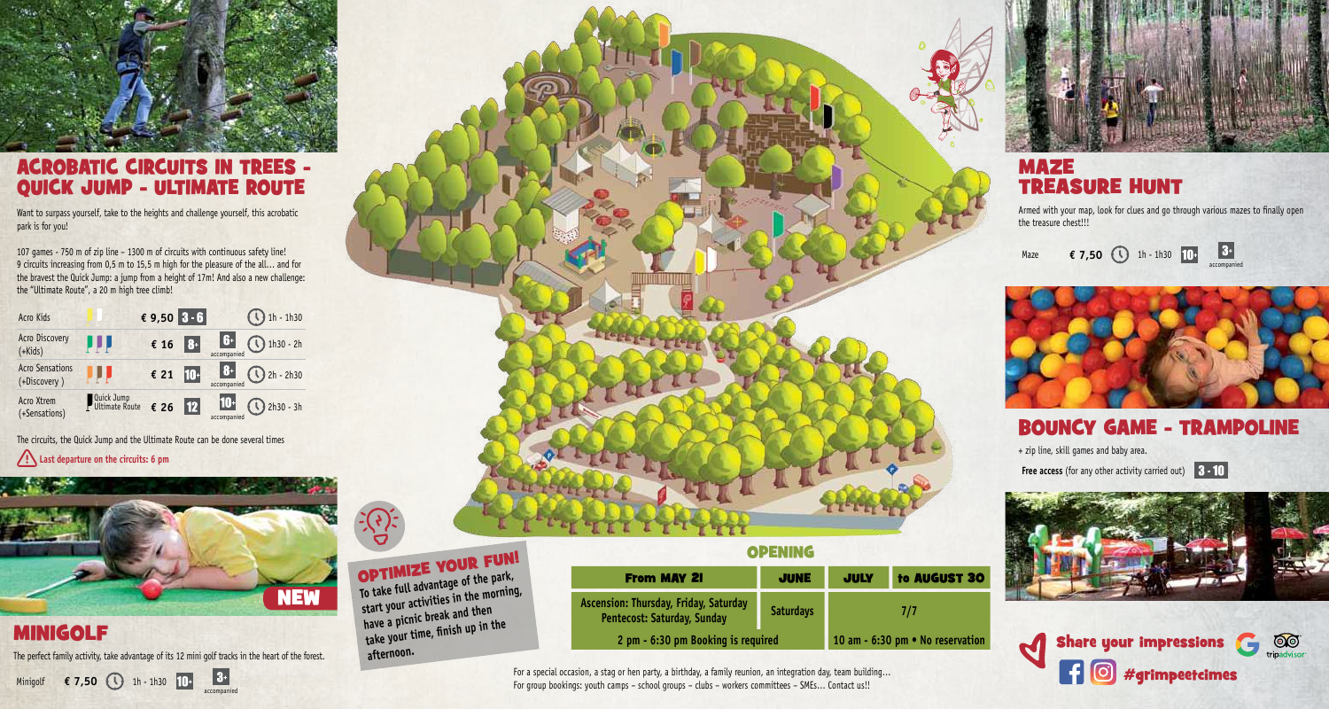# ACROBATIC CIRCUITS IN TREES - QUICK JUMP - ULTIMATE ROUTE

Want to surpass yourself, take to the heights and challenge yourself, this acrobatic park is for you!

107 games - 750 m of zip line – 1300 m of circuits with continuous safety line! 9 circuits increasing from 0,5 m to 15,5 m high for the pleasure of the all… and for the bravest the Quick Jump: a jump from a height of 17m! And also a new challenge: the "Ultimate Route", a 20 m high tree climb!

| | | | | | |
|---|---|---|---|---|---|
| Acro Kids | | € 9,50 | 3 - 6 | | 1h - 1h30 |
| Acro Discovery (+Kids) | | € 16 | 8+ | 6+ accompanied | 1h30 - 2h |
| Acro Sensations (+Discovery ) | | € 21 | 10+ | 8+ accompanied | 2h - 2h30 |
| Acro Xtrem (+Sensations) | Quick Jump Ultimate Route | € 26 | 12 | 10+ accompanied | 2h30 - 3h |

The circuits, the Quick Jump and the Ultimate Route can be done several times

**Last departure on the circuits: 6 pm**

NEW

# MINIGOLF

The perfect family activity, take advantage of its 12 mini golf tracks in the heart of the forest.

Minigolf € 7,50 1h - 1h30 10+ 3+ accompanied

**OPTIMIZE YOUR FUN!**
To take full advantage of the park, start your activities in the morning, have a picnic break and then take your time, finish up in the afternoon.

## OPENING

| From MAY 21 | JUNE | JULY | to AUGUST 30 |
|---|---|---|---|
| Ascension: Thursday, Friday, Saturday<br>Pentecost: Saturday, Sunday | Saturdays | 7/7 | |
| 2 pm - 6:30 pm Booking is required | | 10 am - 6:30 pm • No reservation | |

For a special occasion, a stag or hen party, a birthday, a family reunion, an integration day, team building…
For group bookings: youth camps – school groups – clubs – workers committees – SMEs… Contact us!!

# MAZE TREASURE HUNT

Armed with your map, look for clues and go through various mazes to finally open the treasure chest!!!

Maze € 7,50 1h - 1h30 10+ 3+ accompanied

# BOUNCY GAME - TRAMPOLINE

+ zip line, skill games and baby area.

**Free access** (for any other activity carried out) 3 - 10

**Share your impressions**

#grimpeetcimes